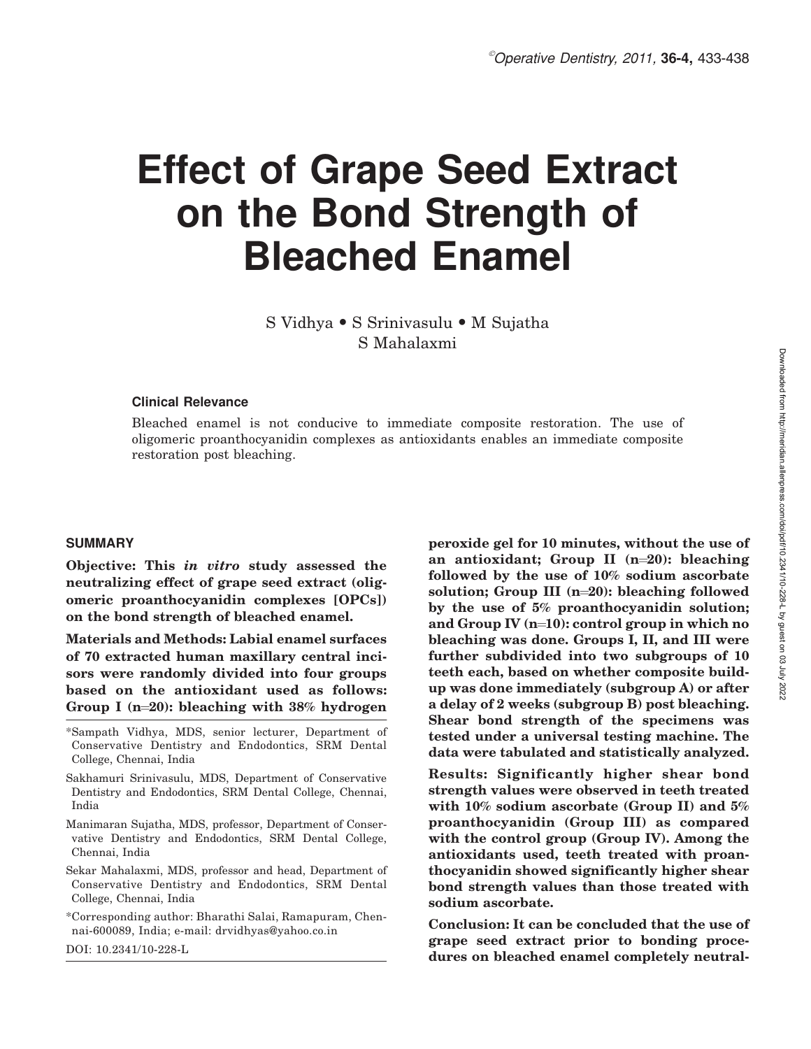# Effect of Grape Seed Extract on the Bond Strength of Bleached Enamel

S Vidhya • S Srinivasulu • M Sujatha
S Mahalaxmi

### Clinical Relevance

Bleached enamel is not conducive to immediate composite restoration. The use of oligomeric proanthocyanidin complexes as antioxidants enables an immediate composite restoration post bleaching.

## SUMMARY

**Objective: This *in vitro* study assessed the neutralizing effect of grape seed extract (oligomeric proanthocyanidin complexes [OPCs]) on the bond strength of bleached enamel.**

**Materials and Methods: Labial enamel surfaces of 70 extracted human maxillary central incisors were randomly divided into four groups based on the antioxidant used as follows: Group I (n=20): bleaching with 38% hydrogen peroxide gel for 10 minutes, without the use of an antioxidant; Group II (n=20): bleaching followed by the use of 10% sodium ascorbate solution; Group III (n=20): bleaching followed by the use of 5% proanthocyanidin solution; and Group IV (n=10): control group in which no bleaching was done. Groups I, II, and III were further subdivided into two subgroups of 10 teeth each, based on whether composite buildup was done immediately (subgroup A) or after a delay of 2 weeks (subgroup B) post bleaching. Shear bond strength of the specimens was tested under a universal testing machine. The data were tabulated and statistically analyzed.**

**Results: Significantly higher shear bond strength values were observed in teeth treated with 10% sodium ascorbate (Group II) and 5% proanthocyanidin (Group III) as compared with the control group (Group IV). Among the antioxidants used, teeth treated with proanthocyanidin showed significantly higher shear bond strength values than those treated with sodium ascorbate.**

**Conclusion: It can be concluded that the use of grape seed extract prior to bonding procedures on bleached enamel completely neutral-**

*Sampath Vidhya, MDS, senior lecturer, Department of Conservative Dentistry and Endodontics, SRM Dental College, Chennai, India

Sakhamuri Srinivasulu, MDS, Department of Conservative Dentistry and Endodontics, SRM Dental College, Chennai, India

Manimaran Sujatha, MDS, professor, Department of Conservative Dentistry and Endodontics, SRM Dental College, Chennai, India

Sekar Mahalaxmi, MDS, professor and head, Department of Conservative Dentistry and Endodontics, SRM Dental College, Chennai, India

*Corresponding author: Bharathi Salai, Ramapuram, Chennai-600089, India; e-mail: drvidhyas@yahoo.co.in

DOI: 10.2341/10-228-L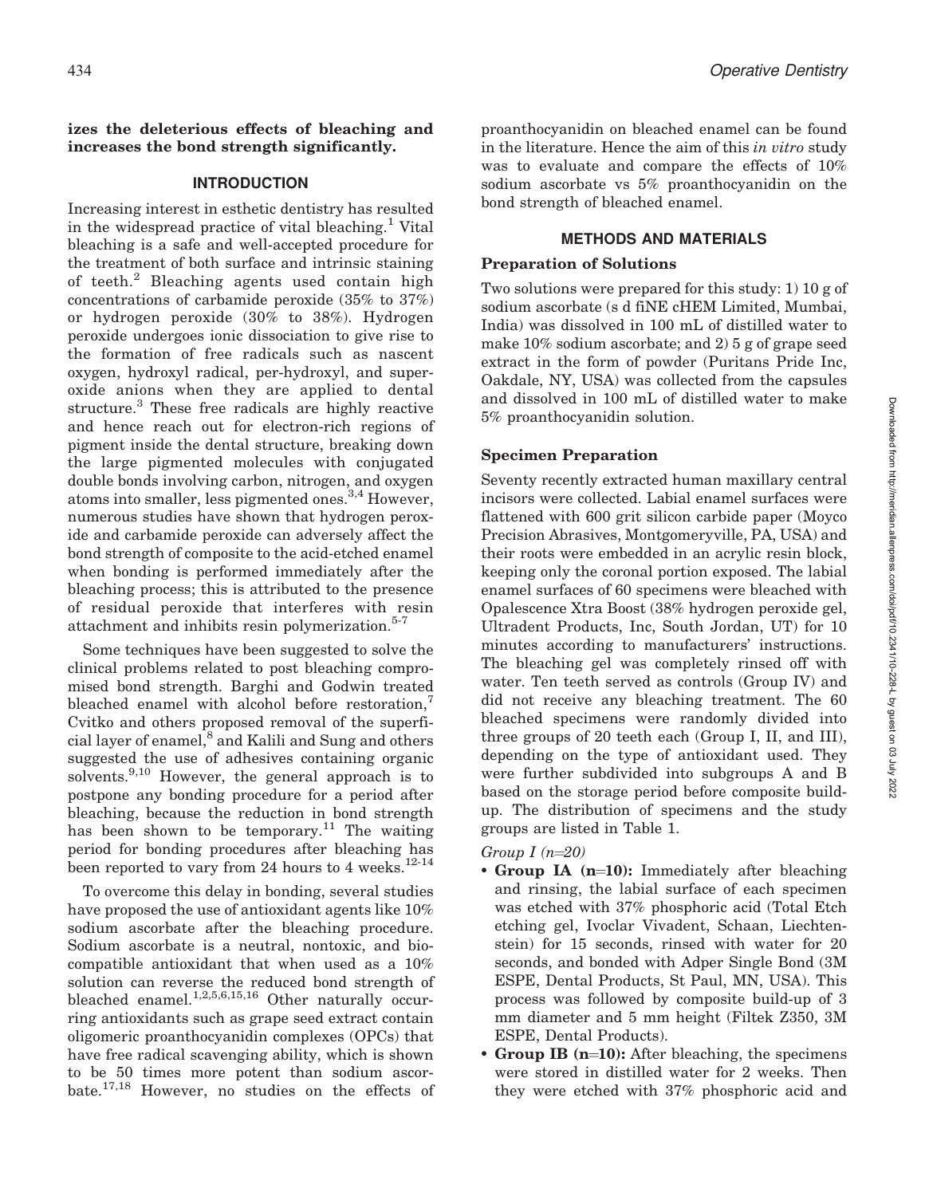**izes the deleterious effects of bleaching and increases the bond strength significantly.**

## INTRODUCTION

Increasing interest in esthetic dentistry has resulted in the widespread practice of vital bleaching.[1] Vital bleaching is a safe and well-accepted procedure for the treatment of both surface and intrinsic staining of teeth.[2] Bleaching agents used contain high concentrations of carbamide peroxide (35% to 37%) or hydrogen peroxide (30% to 38%). Hydrogen peroxide undergoes ionic dissociation to give rise to the formation of free radicals such as nascent oxygen, hydroxyl radical, per-hydroxyl, and superoxide anions when they are applied to dental structure.[3] These free radicals are highly reactive and hence reach out for electron-rich regions of pigment inside the dental structure, breaking down the large pigmented molecules with conjugated double bonds involving carbon, nitrogen, and oxygen atoms into smaller, less pigmented ones.[3,4] However, numerous studies have shown that hydrogen peroxide and carbamide peroxide can adversely affect the bond strength of composite to the acid-etched enamel when bonding is performed immediately after the bleaching process; this is attributed to the presence of residual peroxide that interferes with resin attachment and inhibits resin polymerization.[5-7]

Some techniques have been suggested to solve the clinical problems related to post bleaching compromised bond strength. Barghi and Godwin treated bleached enamel with alcohol before restoration,[7] Cvitko and others proposed removal of the superficial layer of enamel,[8] and Kalili and Sung and others suggested the use of adhesives containing organic solvents.[9,10] However, the general approach is to postpone any bonding procedure for a period after bleaching, because the reduction in bond strength has been shown to be temporary.[11] The waiting period for bonding procedures after bleaching has been reported to vary from 24 hours to 4 weeks.[12-14]

To overcome this delay in bonding, several studies have proposed the use of antioxidant agents like 10% sodium ascorbate after the bleaching procedure. Sodium ascorbate is a neutral, nontoxic, and biocompatible antioxidant that when used as a 10% solution can reverse the reduced bond strength of bleached enamel.[1,2,5,6,15,16] Other naturally occurring antioxidants such as grape seed extract contain oligomeric proanthocyanidin complexes (OPCs) that have free radical scavenging ability, which is shown to be 50 times more potent than sodium ascorbate.[17,18] However, no studies on the effects of proanthocyanidin on bleached enamel can be found in the literature. Hence the aim of this *in vitro* study was to evaluate and compare the effects of 10% sodium ascorbate vs 5% proanthocyanidin on the bond strength of bleached enamel.

## METHODS AND MATERIALS

### Preparation of Solutions

Two solutions were prepared for this study: 1) 10 g of sodium ascorbate (s d fiNE cHEM Limited, Mumbai, India) was dissolved in 100 mL of distilled water to make 10% sodium ascorbate; and 2) 5 g of grape seed extract in the form of powder (Puritans Pride Inc, Oakdale, NY, USA) was collected from the capsules and dissolved in 100 mL of distilled water to make 5% proanthocyanidin solution.

### Specimen Preparation

Seventy recently extracted human maxillary central incisors were collected. Labial enamel surfaces were flattened with 600 grit silicon carbide paper (Moyco Precision Abrasives, Montgomeryville, PA, USA) and their roots were embedded in an acrylic resin block, keeping only the coronal portion exposed. The labial enamel surfaces of 60 specimens were bleached with Opalescence Xtra Boost (38% hydrogen peroxide gel, Ultradent Products, Inc, South Jordan, UT) for 10 minutes according to manufacturers' instructions. The bleaching gel was completely rinsed off with water. Ten teeth served as controls (Group IV) and did not receive any bleaching treatment. The 60 bleached specimens were randomly divided into three groups of 20 teeth each (Group I, II, and III), depending on the type of antioxidant used. They were further subdivided into subgroups A and B based on the storage period before composite build-up. The distribution of specimens and the study groups are listed in Table 1.

*Group I (n=20)*

- **Group IA (n=10):** Immediately after bleaching and rinsing, the labial surface of each specimen was etched with 37% phosphoric acid (Total Etch etching gel, Ivoclar Vivadent, Schaan, Liechtenstein) for 15 seconds, rinsed with water for 20 seconds, and bonded with Adper Single Bond (3M ESPE, Dental Products, St Paul, MN, USA). This process was followed by composite build-up of 3 mm diameter and 5 mm height (Filtek Z350, 3M ESPE, Dental Products).
- **Group IB (n=10):** After bleaching, the specimens were stored in distilled water for 2 weeks. Then they were etched with 37% phosphoric acid and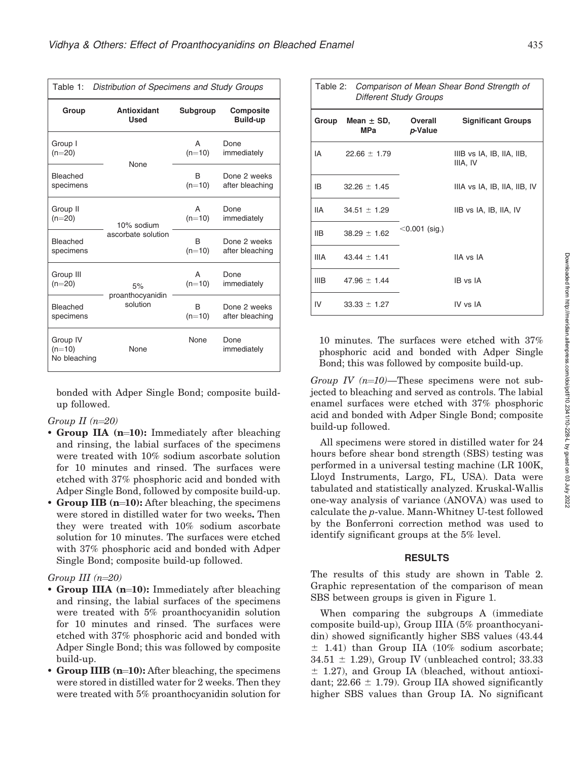| Table 1: Distribution of Specimens and Study Groups | | | |
|---|---|---|---|
| **Group** | **Antioxidant Used** | **Subgroup** | **Composite Build-up** |
| Group I (n=20) | None | A (n=10) | Done immediately |
| Bleached specimens | | B (n=10) | Done 2 weeks after bleaching |
| Group II (n=20) | 10% sodium ascorbate solution | A (n=10) | Done immediately |
| Bleached specimens | | B (n=10) | Done 2 weeks after bleaching |
| Group III (n=20) | 5% proanthocyanidin solution | A (n=10) | Done immediately |
| Bleached specimens | | B (n=10) | Done 2 weeks after bleaching |
| Group IV (n=10) No bleaching | None | None | Done immediately |

bonded with Adper Single Bond; composite build-up followed.

*Group II (n=20)*

- **Group IIA (n=10):** Immediately after bleaching and rinsing, the labial surfaces of the specimens were treated with 10% sodium ascorbate solution for 10 minutes and rinsed. The surfaces were etched with 37% phosphoric acid and bonded with Adper Single Bond, followed by composite build-up.
- **Group IIB (n=10):** After bleaching, the specimens were stored in distilled water for two weeks**.** Then they were treated with 10% sodium ascorbate solution for 10 minutes. The surfaces were etched with 37% phosphoric acid and bonded with Adper Single Bond; composite build-up followed.

*Group III (n=20)*

- **Group IIIA (n=10):** Immediately after bleaching and rinsing, the labial surfaces of the specimens were treated with 5% proanthocyanidin solution for 10 minutes and rinsed. The surfaces were etched with 37% phosphoric acid and bonded with Adper Single Bond; this was followed by composite build-up.
- **Group IIIB (n=10):** After bleaching, the specimens were stored in distilled water for 2 weeks. Then they were treated with 5% proanthocyanidin solution for 10 minutes. The surfaces were etched with 37% phosphoric acid and bonded with Adper Single Bond; this was followed by composite build-up.

*Group IV (n=10)*—These specimens were not subjected to bleaching and served as controls. The labial enamel surfaces were etched with 37% phosphoric acid and bonded with Adper Single Bond; composite build-up followed.

All specimens were stored in distilled water for 24 hours before shear bond strength (SBS) testing was performed in a universal testing machine (LR 100K, Lloyd Instruments, Largo, FL, USA). Data were tabulated and statistically analyzed. Kruskal-Wallis one-way analysis of variance (ANOVA) was used to calculate the *p*-value. Mann-Whitney U-test followed by the Bonferroni correction method was used to identify significant groups at the 5% level.

| Table 2: Comparison of Mean Shear Bond Strength of Different Study Groups | | | |
|---|---|---|---|
| **Group** | **Mean ± SD, MPa** | **Overall *p*-Value** | **Significant Groups** |
| IA | 22.66 ± 1.79 | <0.001 (sig.) | IIIB vs IA, IB, IIA, IIB, IIIA, IV |
| IB | 32.26 ± 1.45 | | IIIA vs IA, IB, IIA, IIB, IV |
| IIA | 34.51 ± 1.29 | | IIB vs IA, IB, IIA, IV |
| IIB | 38.29 ± 1.62 | | |
| IIIA | 43.44 ± 1.41 | | IIA vs IA |
| IIIB | 47.96 ± 1.44 | | IB vs IA |
| IV | 33.33 ± 1.27 | | IV vs IA |

## RESULTS

The results of this study are shown in Table 2. Graphic representation of the comparison of mean SBS between groups is given in Figure 1.

When comparing the subgroups A (immediate composite build-up), Group IIIA (5% proanthocyanidin) showed significantly higher SBS values (43.44 ± 1.41) than Group IIA (10% sodium ascorbate; 34.51 ± 1.29), Group IV (unbleached control; 33.33 ± 1.27), and Group IA (bleached, without antioxidant; 22.66 ± 1.79). Group IIA showed significantly higher SBS values than Group IA. No significant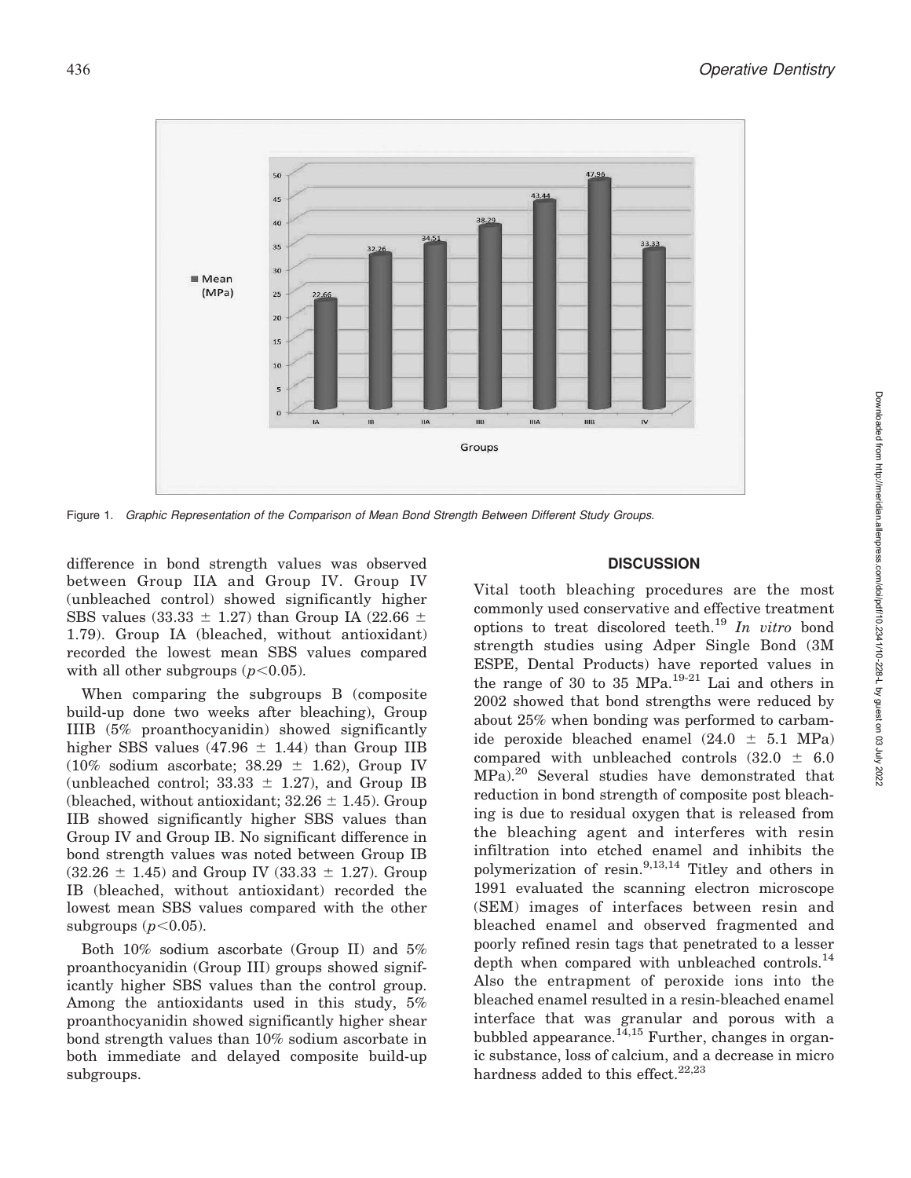Figure 1. *Graphic Representation of the Comparison of Mean Bond Strength Between Different Study Groups.*

difference in bond strength values was observed between Group IIA and Group IV. Group IV (unbleached control) showed significantly higher SBS values (33.33 ± 1.27) than Group IA (22.66 ± 1.79). Group IA (bleached, without antioxidant) recorded the lowest mean SBS values compared with all other subgroups ($p<0.05$).

When comparing the subgroups B (composite build-up done two weeks after bleaching), Group IIIB (5% proanthocyanidin) showed significantly higher SBS values (47.96 ± 1.44) than Group IIB (10% sodium ascorbate; 38.29 ± 1.62), Group IV (unbleached control; 33.33 ± 1.27), and Group IB (bleached, without antioxidant; 32.26 ± 1.45). Group IIB showed significantly higher SBS values than Group IV and Group IB. No significant difference in bond strength values was noted between Group IB (32.26 ± 1.45) and Group IV (33.33 ± 1.27). Group IB (bleached, without antioxidant) recorded the lowest mean SBS values compared with the other subgroups ($p<0.05$).

Both 10% sodium ascorbate (Group II) and 5% proanthocyanidin (Group III) groups showed significantly higher SBS values than the control group. Among the antioxidants used in this study, 5% proanthocyanidin showed significantly higher shear bond strength values than 10% sodium ascorbate in both immediate and delayed composite build-up subgroups.

## DISCUSSION

Vital tooth bleaching procedures are the most commonly used conservative and effective treatment options to treat discolored teeth.[19] *In vitro* bond strength studies using Adper Single Bond (3M ESPE, Dental Products) have reported values in the range of 30 to 35 MPa.[19-21] Lai and others in 2002 showed that bond strengths were reduced by about 25% when bonding was performed to carbamide peroxide bleached enamel (24.0 ± 5.1 MPa) compared with unbleached controls (32.0 ± 6.0 MPa).[20] Several studies have demonstrated that reduction in bond strength of composite post bleaching is due to residual oxygen that is released from the bleaching agent and interferes with resin infiltration into etched enamel and inhibits the polymerization of resin.[9,13,14] Titley and others in 1991 evaluated the scanning electron microscope (SEM) images of interfaces between resin and bleached enamel and observed fragmented and poorly refined resin tags that penetrated to a lesser depth when compared with unbleached controls.[14] Also the entrapment of peroxide ions into the bleached enamel resulted in a resin-bleached enamel interface that was granular and porous with a bubbled appearance.[14,15] Further, changes in organic substance, loss of calcium, and a decrease in micro hardness added to this effect.[22,23]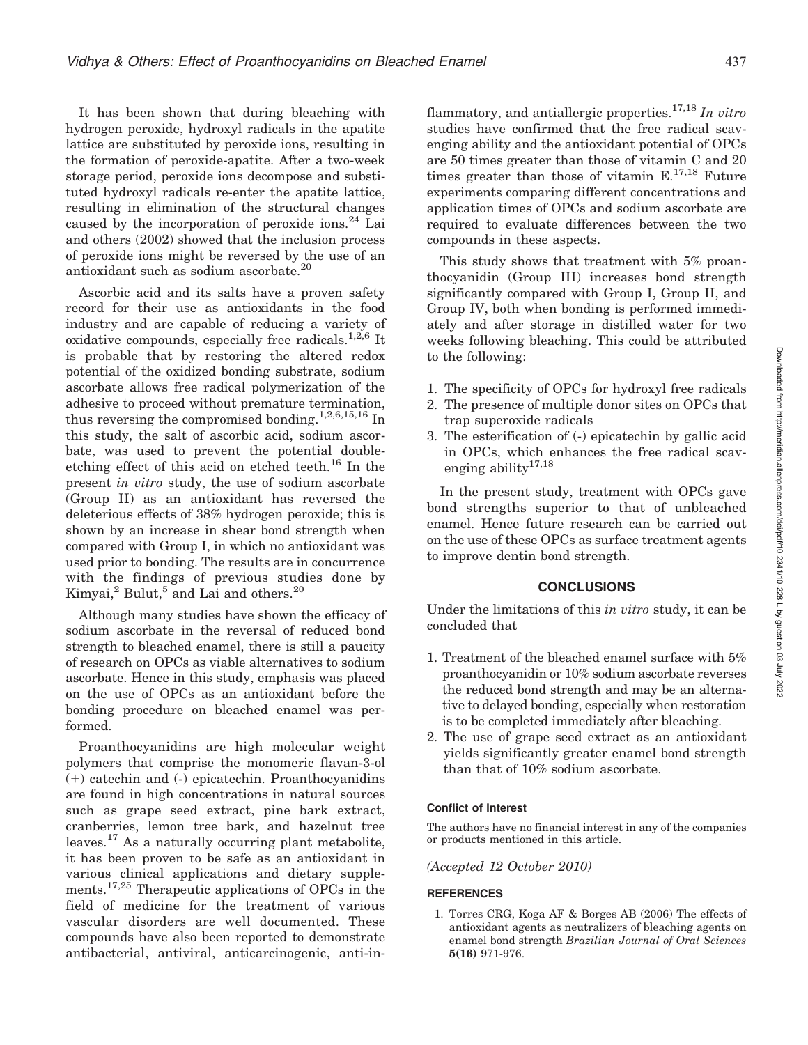It has been shown that during bleaching with hydrogen peroxide, hydroxyl radicals in the apatite lattice are substituted by peroxide ions, resulting in the formation of peroxide-apatite. After a two-week storage period, peroxide ions decompose and substituted hydroxyl radicals re-enter the apatite lattice, resulting in elimination of the structural changes caused by the incorporation of peroxide ions.[24] Lai and others (2002) showed that the inclusion process of peroxide ions might be reversed by the use of an antioxidant such as sodium ascorbate.[20]

Ascorbic acid and its salts have a proven safety record for their use as antioxidants in the food industry and are capable of reducing a variety of oxidative compounds, especially free radicals.[1,2,6] It is probable that by restoring the altered redox potential of the oxidized bonding substrate, sodium ascorbate allows free radical polymerization of the adhesive to proceed without premature termination, thus reversing the compromised bonding.[1,2,6,15,16] In this study, the salt of ascorbic acid, sodium ascorbate, was used to prevent the potential double-etching effect of this acid on etched teeth.[16] In the present *in vitro* study, the use of sodium ascorbate (Group II) as an antioxidant has reversed the deleterious effects of 38% hydrogen peroxide; this is shown by an increase in shear bond strength when compared with Group I, in which no antioxidant was used prior to bonding. The results are in concurrence with the findings of previous studies done by Kimyai,[2] Bulut,[5] and Lai and others.[20]

Although many studies have shown the efficacy of sodium ascorbate in the reversal of reduced bond strength to bleached enamel, there is still a paucity of research on OPCs as viable alternatives to sodium ascorbate. Hence in this study, emphasis was placed on the use of OPCs as an antioxidant before the bonding procedure on bleached enamel was performed.

Proanthocyanidins are high molecular weight polymers that comprise the monomeric flavan-3-ol (+) catechin and (-) epicatechin. Proanthocyanidins are found in high concentrations in natural sources such as grape seed extract, pine bark extract, cranberries, lemon tree bark, and hazelnut tree leaves.[17] As a naturally occurring plant metabolite, it has been proven to be safe as an antioxidant in various clinical applications and dietary supplements.[17,25] Therapeutic applications of OPCs in the field of medicine for the treatment of various vascular disorders are well documented. These compounds have also been reported to demonstrate antibacterial, antiviral, anticarcinogenic, anti-inflammatory, and antiallergic properties.[17,18] *In vitro* studies have confirmed that the free radical scavenging ability and the antioxidant potential of OPCs are 50 times greater than those of vitamin C and 20 times greater than those of vitamin E.[17,18] Future experiments comparing different concentrations and application times of OPCs and sodium ascorbate are required to evaluate differences between the two compounds in these aspects.

This study shows that treatment with 5% proanthocyanidin (Group III) increases bond strength significantly compared with Group I, Group II, and Group IV, both when bonding is performed immediately and after storage in distilled water for two weeks following bleaching. This could be attributed to the following:

1. The specificity of OPCs for hydroxyl free radicals
2. The presence of multiple donor sites on OPCs that trap superoxide radicals
3. The esterification of (-) epicatechin by gallic acid in OPCs, which enhances the free radical scavenging ability[17,18]

In the present study, treatment with OPCs gave bond strengths superior to that of unbleached enamel. Hence future research can be carried out on the use of these OPCs as surface treatment agents to improve dentin bond strength.

## CONCLUSIONS

Under the limitations of this *in vitro* study, it can be concluded that

1. Treatment of the bleached enamel surface with 5% proanthocyanidin or 10% sodium ascorbate reverses the reduced bond strength and may be an alternative to delayed bonding, especially when restoration is to be completed immediately after bleaching.
2. The use of grape seed extract as an antioxidant yields significantly greater enamel bond strength than that of 10% sodium ascorbate.

#### Conflict of Interest

The authors have no financial interest in any of the companies or products mentioned in this article.

*(Accepted 12 October 2010)*

#### REFERENCES

1. Torres CRG, Koga AF & Borges AB (2006) The effects of antioxidant agents as neutralizers of bleaching agents on enamel bond strength *Brazilian Journal of Oral Sciences* **5(16)** 971-976.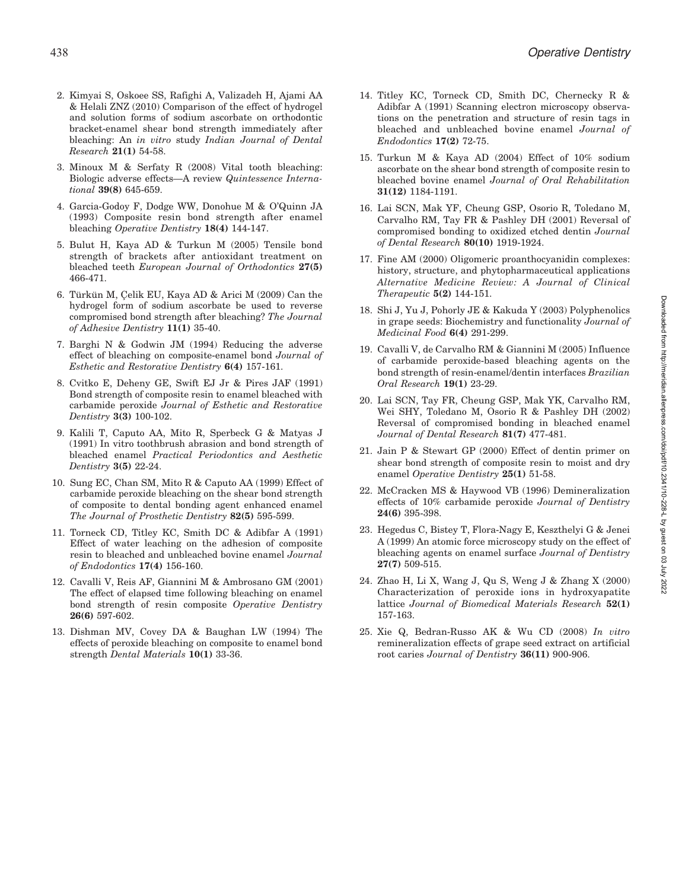2. Kimyai S, Oskoee SS, Rafighi A, Valizadeh H, Ajami AA & Helali ZNZ (2010) Comparison of the effect of hydrogel and solution forms of sodium ascorbate on orthodontic bracket-enamel shear bond strength immediately after bleaching: An *in vitro* study *Indian Journal of Dental Research* **21(1)** 54-58.

3. Minoux M & Serfaty R (2008) Vital tooth bleaching: Biologic adverse effects—A review *Quintessence International* **39(8)** 645-659.

4. Garcia-Godoy F, Dodge WW, Donohue M & O'Quinn JA (1993) Composite resin bond strength after enamel bleaching *Operative Dentistry* **18(4)** 144-147.

5. Bulut H, Kaya AD & Turkun M (2005) Tensile bond strength of brackets after antioxidant treatment on bleached teeth *European Journal of Orthodontics* **27(5)** 466-471.

6. Türkün M, Çelik EU, Kaya AD & Arici M (2009) Can the hydrogel form of sodium ascorbate be used to reverse compromised bond strength after bleaching? *The Journal of Adhesive Dentistry* **11(1)** 35-40.

7. Barghi N & Godwin JM (1994) Reducing the adverse effect of bleaching on composite-enamel bond *Journal of Esthetic and Restorative Dentistry* **6(4)** 157-161.

8. Cvitko E, Deheny GE, Swift EJ Jr & Pires JAF (1991) Bond strength of composite resin to enamel bleached with carbamide peroxide *Journal of Esthetic and Restorative Dentistry* **3(3)** 100-102.

9. Kalili T, Caputo AA, Mito R, Sperbeck G & Matyas J (1991) In vitro toothbrush abrasion and bond strength of bleached enamel *Practical Periodontics and Aesthetic Dentistry* **3(5)** 22-24.

10. Sung EC, Chan SM, Mito R & Caputo AA (1999) Effect of carbamide peroxide bleaching on the shear bond strength of composite to dental bonding agent enhanced enamel *The Journal of Prosthetic Dentistry* **82(5)** 595-599.

11. Torneck CD, Titley KC, Smith DC & Adibfar A (1991) Effect of water leaching on the adhesion of composite resin to bleached and unbleached bovine enamel *Journal of Endodontics* **17(4)** 156-160.

12. Cavalli V, Reis AF, Giannini M & Ambrosano GM (2001) The effect of elapsed time following bleaching on enamel bond strength of resin composite *Operative Dentistry* **26(6)** 597-602.

13. Dishman MV, Covey DA & Baughan LW (1994) The effects of peroxide bleaching on composite to enamel bond strength *Dental Materials* **10(1)** 33-36.

14. Titley KC, Torneck CD, Smith DC, Chernecky R & Adibfar A (1991) Scanning electron microscopy observations on the penetration and structure of resin tags in bleached and unbleached bovine enamel *Journal of Endodontics* **17(2)** 72-75.

15. Turkun M & Kaya AD (2004) Effect of 10% sodium ascorbate on the shear bond strength of composite resin to bleached bovine enamel *Journal of Oral Rehabilitation* **31(12)** 1184-1191.

16. Lai SCN, Mak YF, Cheung GSP, Osorio R, Toledano M, Carvalho RM, Tay FR & Pashley DH (2001) Reversal of compromised bonding to oxidized etched dentin *Journal of Dental Research* **80(10)** 1919-1924.

17. Fine AM (2000) Oligomeric proanthocyanidin complexes: history, structure, and phytopharmaceutical applications *Alternative Medicine Review: A Journal of Clinical Therapeutic* **5(2)** 144-151.

18. Shi J, Yu J, Pohorly JE & Kakuda Y (2003) Polyphenolics in grape seeds: Biochemistry and functionality *Journal of Medicinal Food* **6(4)** 291-299.

19. Cavalli V, de Carvalho RM & Giannini M (2005) Influence of carbamide peroxide-based bleaching agents on the bond strength of resin-enamel/dentin interfaces *Brazilian Oral Research* **19(1)** 23-29.

20. Lai SCN, Tay FR, Cheung GSP, Mak YK, Carvalho RM, Wei SHY, Toledano M, Osorio R & Pashley DH (2002) Reversal of compromised bonding in bleached enamel *Journal of Dental Research* **81(7)** 477-481.

21. Jain P & Stewart GP (2000) Effect of dentin primer on shear bond strength of composite resin to moist and dry enamel *Operative Dentistry* **25(1)** 51-58.

22. McCracken MS & Haywood VB (1996) Demineralization effects of 10% carbamide peroxide *Journal of Dentistry* **24(6)** 395-398.

23. Hegedus C, Bistey T, Flora-Nagy E, Keszthelyi G & Jenei A (1999) An atomic force microscopy study on the effect of bleaching agents on enamel surface *Journal of Dentistry* **27(7)** 509-515.

24. Zhao H, Li X, Wang J, Qu S, Weng J & Zhang X (2000) Characterization of peroxide ions in hydroxyapatite lattice *Journal of Biomedical Materials Research* **52(1)** 157-163.

25. Xie Q, Bedran-Russo AK & Wu CD (2008) *In vitro* remineralization effects of grape seed extract on artificial root caries *Journal of Dentistry* **36(11)** 900-906.